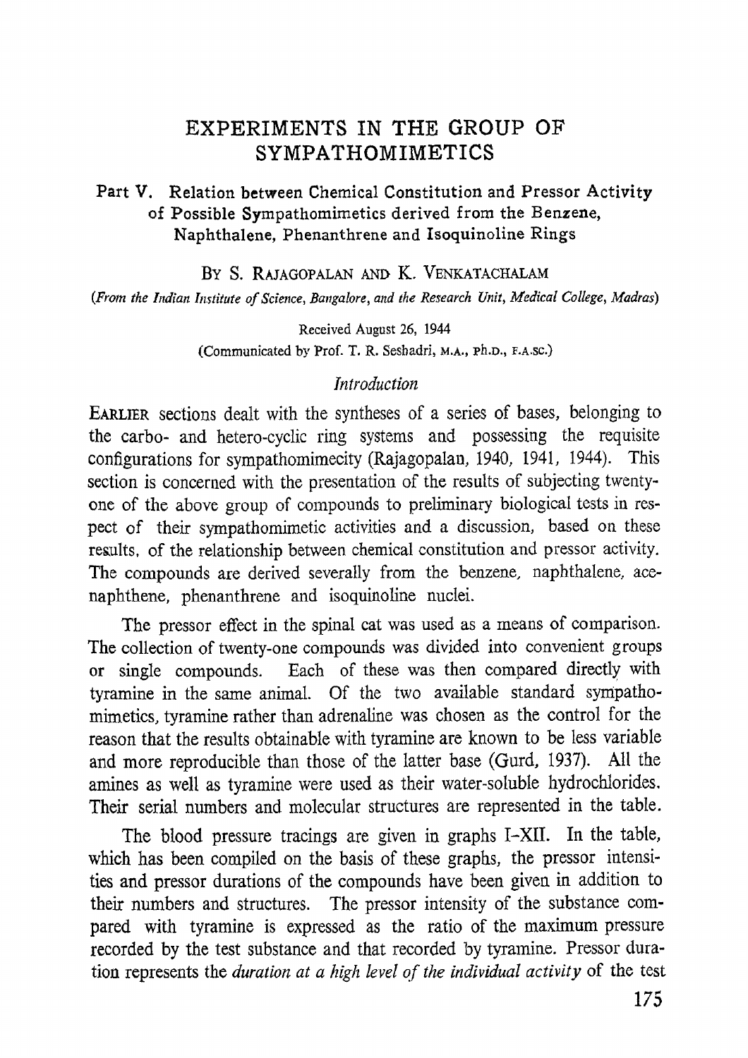# EXPERIMENTS IN THE GROUP OF SYMPATHOMIMETICS

## Part V. Relation between Chemical Constitution and Pressor Activity of Possible Sympathomimetics derived from the Benzene, Naphthalene, Phenanthrene and Isoquinoline Rings

BY S. RAJAGOPALAN AND K. VENKATACHALAM

*(From the Indian Institute of Science, Bangalore, and the Research Unit, Medical College, Madras)*

Received August 26, 1944

(Communicated by Prof. T. R. Seshadri, M.A., Ph.D., F.A.Sc.)

### *Introduction*

EARLIER sections dealt with the syntheses of a series of bases, belonging to the carbo- and hetero-cyclic ring systems and possessing the requisite configurations for sympathomimecity (Rajagopalan, 1940, 1941, 1944). This section is concerned with the presentation of the results of subjecting twenty-one of the above group of compounds to preliminary biological tests in respect of their sympathomimetic activities and a discussion, based on these results, of the relationship between chemical constitution and pressor activity. The compounds are derived severally from the benzene, naphthalene, acenaphthene, phenanthrene and isoquinoline nuclei.

The pressor effect in the spinal cat was used as a means of comparison. The collection of twenty-one compounds was divided into convenient groups or single compounds. Each of these was then compared directly with tyramine in the same animal. Of the two available standard sympathomimetics, tyramine rather than adrenaline was chosen as the control for the reason that the results obtainable with tyramine are known to be less variable and more reproducible than those of the latter base (Gurd, 1937). All the amines as well as tyramine were used as their water-soluble hydrochlorides. Their serial numbers and molecular structures are represented in the table.

The blood pressure tracings are given in graphs I–XII. In the table, which has been compiled on the basis of these graphs, the pressor intensities and pressor durations of the compounds have been given in addition to their numbers and structures. The pressor intensity of the substance compared with tyramine is expressed as the ratio of the maximum pressure recorded by the test substance and that recorded by tyramine. Pressor duration represents the *duration at a high level of the individual activity* of the test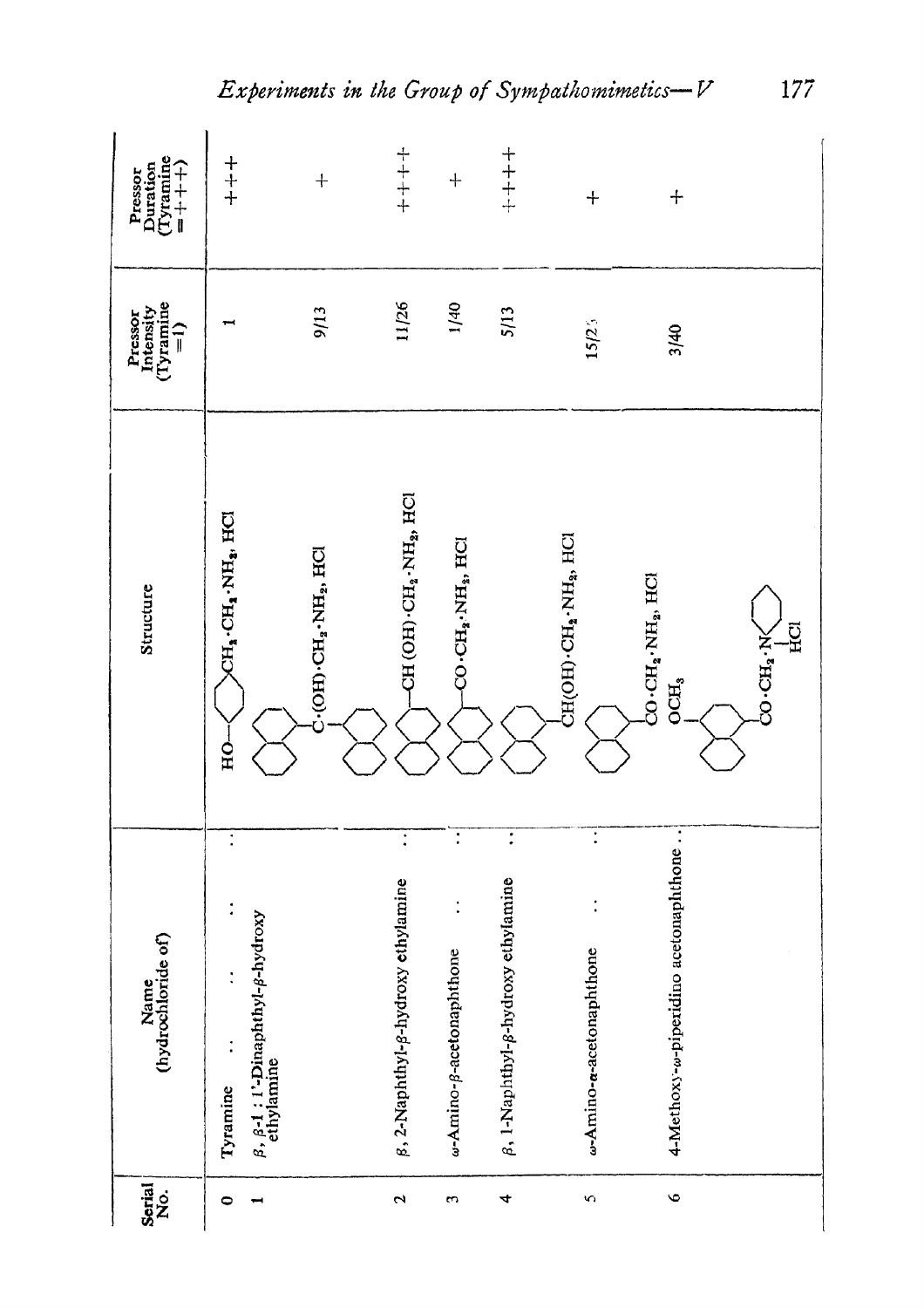| Serial No. | Name (hydrochloride of) | Structure | Pressor Intensity (Tyramine =1) | Pressor Duration (Tyramine =+++) |
|---|---|---|---|---|
| 0 | Tyramine | HO—C₆H₄—$CH_2 \cdot CH_2 \cdot NH_2$, HCl | 1 | +++ |
| 1 | β, β-1 : 1'-Dinaphthyl-β-hydroxy ethylamine | $(C_{10}H_7)_2C \cdot (OH) \cdot CH_2 \cdot NH_2$, HCl | 9/13 | + |
| 2 | β, 2-Naphthyl-β-hydroxy ethylamine | $C_{10}H_7$—$CH(OH) \cdot CH_2 \cdot NH_2$, HCl | 11/26 | ++++ |
| 3 | ω-Amino-β-acetonaphthone | $C_{10}H_7$—$CO \cdot CH_2 \cdot NH_2$, HCl | 1/40 | + |
| 4 | β, 1-Naphthyl-β-hydroxy ethylamine | $C_{10}H_7$—$CH(OH) \cdot CH_2 \cdot NH_2$, HCl | 5/13 | ++++ |
| 5 | ω-Amino-α-acetonaphthone | $C_{10}H_7$—$CO \cdot CH_2 \cdot NH_2$, HCl | 15/25 | + |
| 6 | 4-Methoxy-ω-piperidino acetonaphthone | $OCH_3$—$C_{10}H_6$—$CO \cdot CH_2 \cdot N$(piperidine), HCl | 3/40 | + |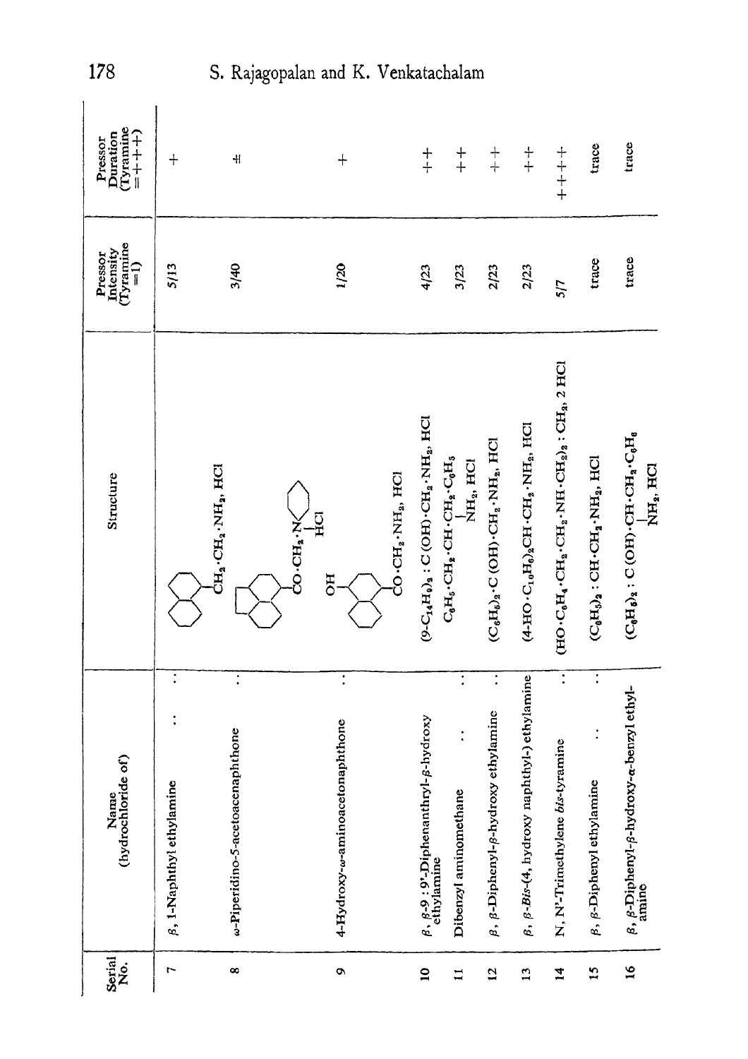| Serial No. | Name (hydrochloride of) | Structure | Pressor Intensity (Tyramine =1) | Pressor Duration (Tyramine =++++) |
|---|---|---|---|---|
| 7 | β, 1-Naphthyl ethylamine | (1-naphthyl)$\cdot CH_2\cdot CH_2\cdot NH_2$, HCl | 5/13 | + |
| 8 | ω-Piperidino-5-acetoacenaphthone | (5-acenaphthyl)$\cdot CO\cdot CH_2\cdot N$(piperidino), HCl | 3/40 | ± |
| 9 | 4-Hydroxy-ω-aminoacetonaphthone | (4-hydroxy-1-naphthyl)$\cdot CO\cdot CH_2\cdot NH_2$, HCl | 1/20 | + |
| 10 | β, β-9 : 9'-Diphenanthryl-β-hydroxy ethylamine | $(9\text{-}C_{14}H_9)_2 : C(OH)\cdot CH_2\cdot NH_2$, HCl | 4/23 | ++ |
| 11 | Dibenzyl aminomethane | $C_6H_5\cdot CH_2\cdot CH(NH_2)\cdot CH_2\cdot C_6H_5$, HCl | 3/23 | ++ |
| 12 | β, β-Diphenyl-β-hydroxy ethylamine | $(C_6H_5)_2\cdot C(OH)\cdot CH_2\cdot NH_2$, HCl | 2/23 | ++ |
| 13 | β, β-Bis-(4, hydroxy naphthyl-) ethylamine | $(4\text{-}HO\cdot C_{10}H_6)_2CH\cdot CH_2\cdot NH_2$, HCl | 2/23 | ++ |
| 14 | N, N'-Trimethylene bis-tyramine | $(HO\cdot C_6H_4\cdot CH_2\cdot CH_2\cdot NH\cdot CH_2)_2 : CH_2$, 2 HCl | 5/7 | ++++ |
| 15 | β, β-Diphenyl ethylamine | $(C_6H_5)_2 : CH\cdot CH_2\cdot NH_2$, HCl | trace | trace |
| 16 | β, β-Diphenyl-β-hydroxy-α-benzyl ethylamine | $(C_6H_5)_2 : C(OH)\cdot CH(NH_2)\cdot CH_2\cdot C_6H_5$, HCl | trace | trace |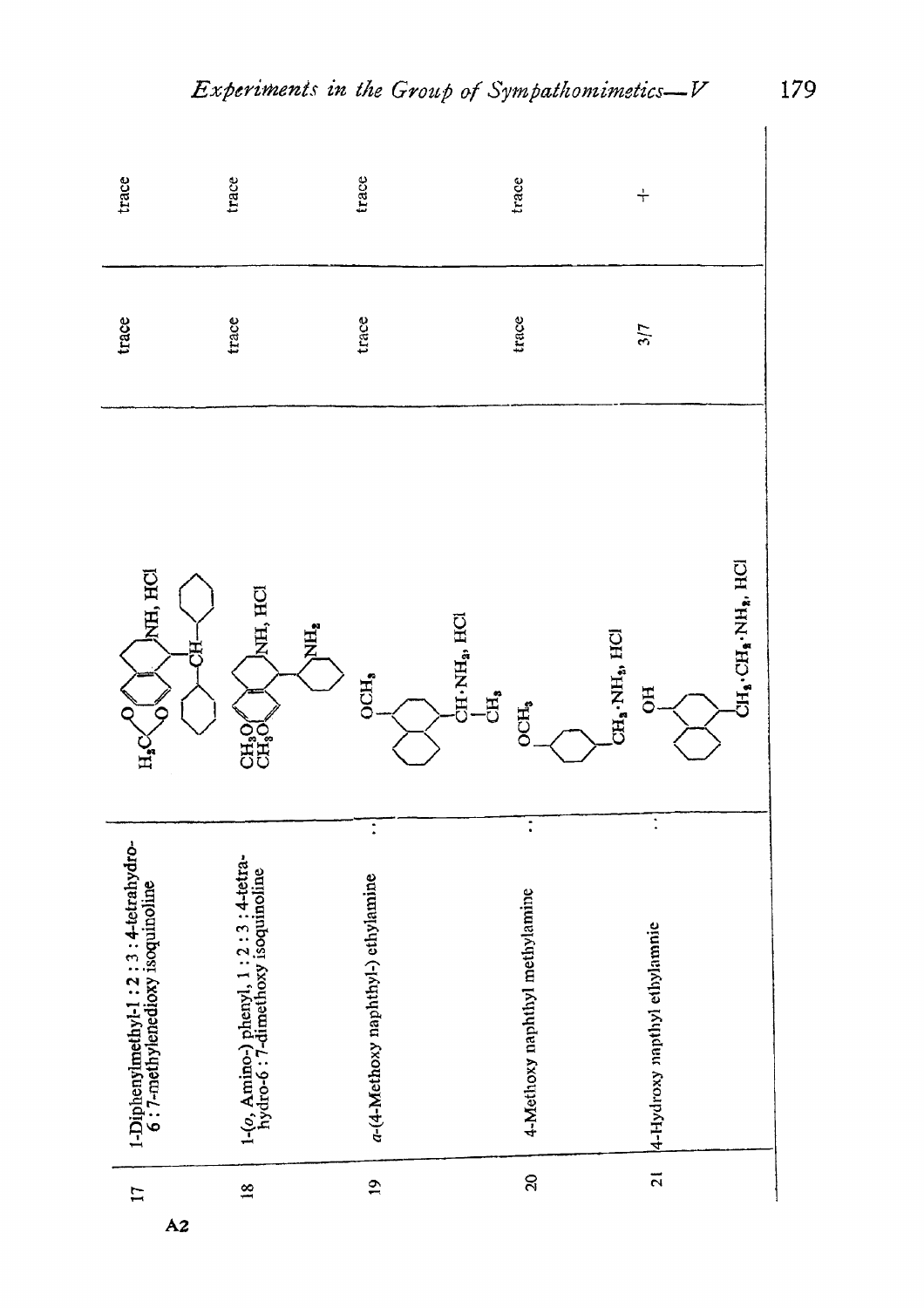| No. | Name | Formula | | |
|---|---|---|---|---|
| 17 | 1-Diphenylmethyl-1 : 2 : 3 : 4-tetrahydro-6 : 7-methylenedioxy isoquinoline | (structure) NH, HCl | trace | trace |
| 18 | 1-(*o*, Amino-) phenyl, 1 : 2 : 3 : 4-tetrahydro-6 : 7-dimethoxy isoquinoline | (structure) NH, HCl; $NH_2$ | trace | trace |
| 19 | *a*-(4-Methoxy naphthyl-) ethylamine . . | $OCH_3$ (structure) $CH{\cdot}NH_2$, HCl; $CH_3$ | trace | trace |
| 20 | 4-Methoxy naphthyl methylamine . . | $OCH_3$ (structure) $CH_2{\cdot}NH_2$, HCl | trace | trace |
| 21 | 4-Hydroxy napthyl ethylamnie . . | OH (structure) $CH_2{\cdot}CH_2{\cdot}NH_2$, HCl | 3/7 | + |

A2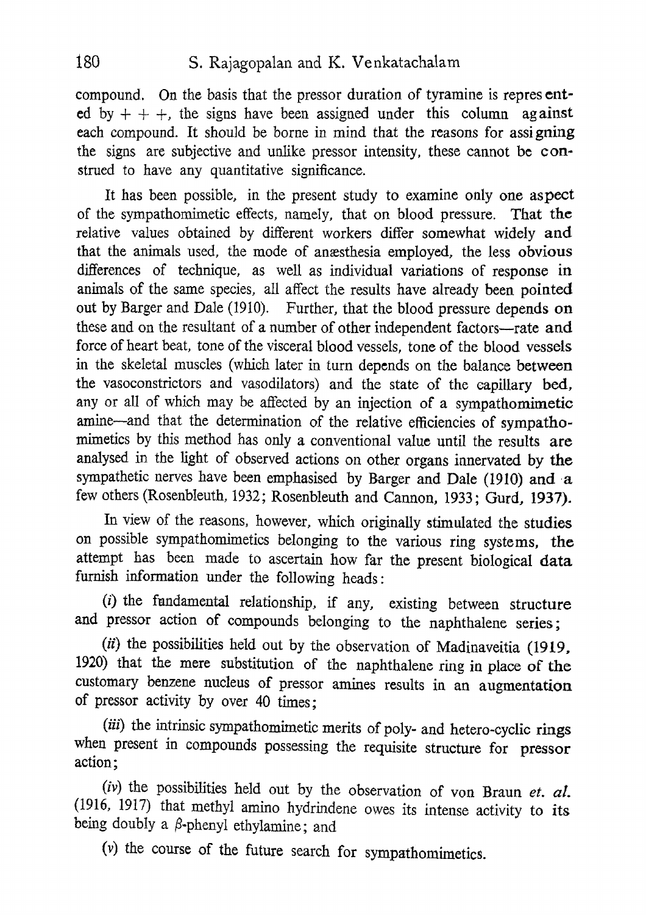compound. On the basis that the pressor duration of tyramine is represented by + + +, the signs have been assigned under this column against each compound. It should be borne in mind that the reasons for assigning the signs are subjective and unlike pressor intensity, these cannot be construed to have any quantitative significance.

It has been possible, in the present study to examine only one aspect of the sympathomimetic effects, namely, that on blood pressure. That the relative values obtained by different workers differ somewhat widely and that the animals used, the mode of anæsthesia employed, the less obvious differences of technique, as well as individual variations of response in animals of the same species, all affect the results have already been pointed out by Barger and Dale (1910). Further, that the blood pressure depends on these and on the resultant of a number of other independent factors—rate and force of heart beat, tone of the visceral blood vessels, tone of the blood vessels in the skeletal muscles (which later in turn depends on the balance between the vasoconstrictors and vasodilators) and the state of the capillary bed, any or all of which may be affected by an injection of a sympathomimetic amine—and that the determination of the relative efficiencies of sympathomimetics by this method has only a conventional value until the results are analysed in the light of observed actions on other organs innervated by the sympathetic nerves have been emphasised by Barger and Dale (1910) and a few others (Rosenbleuth, 1932; Rosenbleuth and Cannon, 1933; Gurd, 1937).

In view of the reasons, however, which originally stimulated the studies on possible sympathomimetics belonging to the various ring systems, the attempt has been made to ascertain how far the present biological data furnish information under the following heads:

(*i*) the fundamental relationship, if any, existing between structure and pressor action of compounds belonging to the naphthalene series;

(*ii*) the possibilities held out by the observation of Madinaveitia (1919, 1920) that the mere substitution of the naphthalene ring in place of the customary benzene nucleus of pressor amines results in an augmentation of pressor activity by over 40 times;

(*iii*) the intrinsic sympathomimetic merits of poly- and hetero-cyclic rings when present in compounds possessing the requisite structure for pressor action;

(*iv*) the possibilities held out by the observation of von Braun *et. al.* (1916, 1917) that methyl amino hydrindene owes its intense activity to its being doubly a β-phenyl ethylamine; and

(*v*) the course of the future search for sympathomimetics.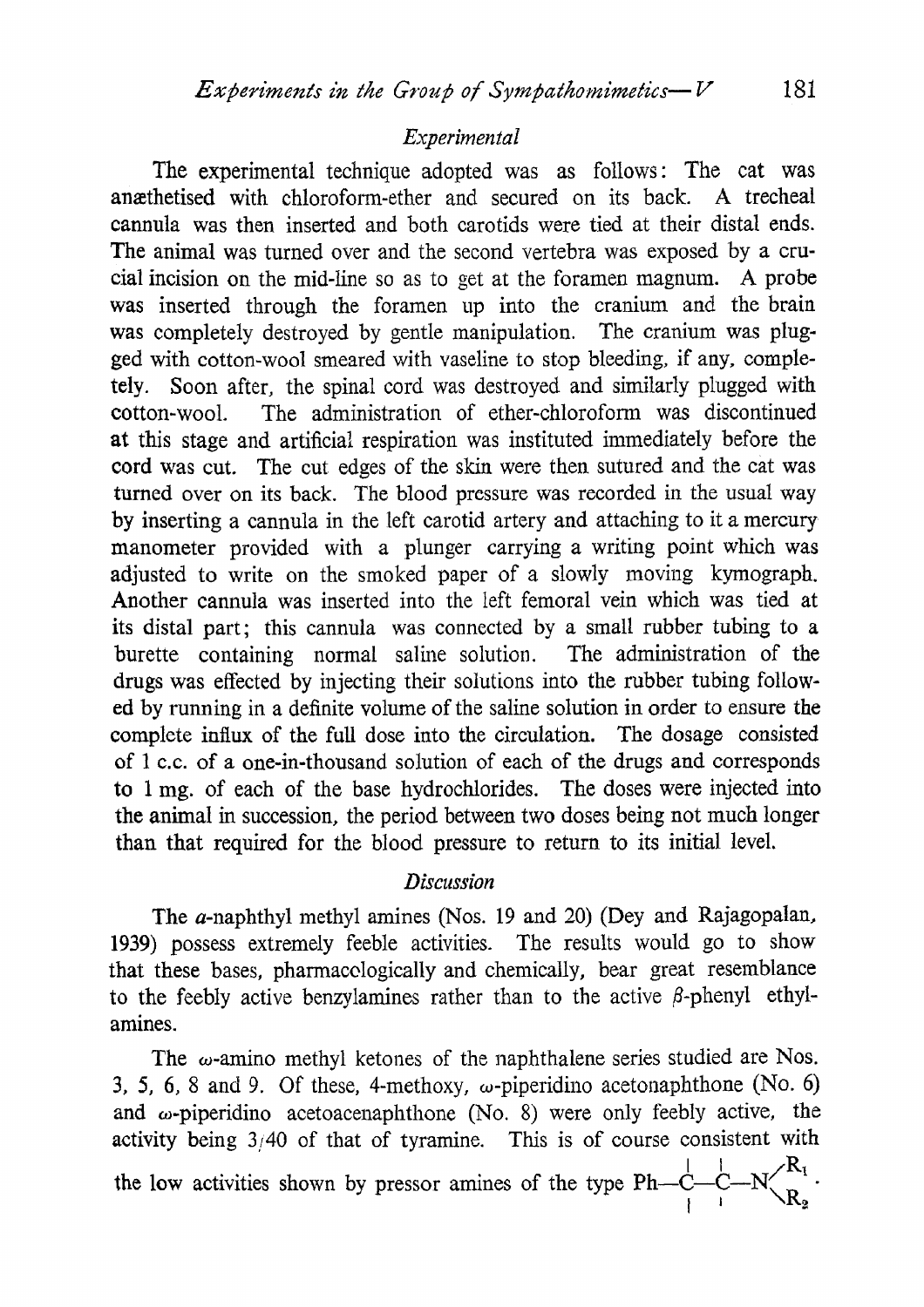## *Experimental*

The experimental technique adopted was as follows: The cat was anæthetised with chloroform-ether and secured on its back. A trecheal cannula was then inserted and both carotids were tied at their distal ends. The animal was turned over and the second vertebra was exposed by a crucial incision on the mid-line so as to get at the foramen magnum. A probe was inserted through the foramen up into the cranium and the brain was completely destroyed by gentle manipulation. The cranium was plugged with cotton-wool smeared with vaseline to stop bleeding, if any, completely. Soon after, the spinal cord was destroyed and similarly plugged with cotton-wool. The administration of ether-chloroform was discontinued at this stage and artificial respiration was instituted immediately before the cord was cut. The cut edges of the skin were then sutured and the cat was turned over on its back. The blood pressure was recorded in the usual way by inserting a cannula in the left carotid artery and attaching to it a mercury manometer provided with a plunger carrying a writing point which was adjusted to write on the smoked paper of a slowly moving kymograph. Another cannula was inserted into the left femoral vein which was tied at its distal part; this cannula was connected by a small rubber tubing to a burette containing normal saline solution. The administration of the drugs was effected by injecting their solutions into the rubber tubing followed by running in a definite volume of the saline solution in order to ensure the complete influx of the full dose into the circulation. The dosage consisted of 1 c.c. of a one-in-thousand solution of each of the drugs and corresponds to 1 mg. of each of the base hydrochlorides. The doses were injected into the animal in succession, the period between two doses being not much longer than that required for the blood pressure to return to its initial level.

## *Discussion*

The $\alpha$-naphthyl methyl amines (Nos. 19 and 20) (Dey and Rajagopalan, 1939) possess extremely feeble activities. The results would go to show that these bases, pharmacologically and chemically, bear great resemblance to the feebly active benzylamines rather than to the active $\beta$-phenyl ethylamines.

The $\omega$-amino methyl ketones of the naphthalene series studied are Nos. 3, 5, 6, 8 and 9. Of these, 4-methoxy, $\omega$-piperidino acetonaphthone (No. 6) and $\omega$-piperidino acetoacenaphthone (No. 8) were only feebly active, the activity being 3/40 of that of tyramine. This is of course consistent with the low activities shown by pressor amines of the type $\text{Ph}-\overset{|}{\underset{|}{\text{C}}}-\overset{|}{\underset{|}{\text{C}}}-\text{N}\begin{smallmatrix} \diagup R_1 \\ \diagdown R_2 \end{smallmatrix}$.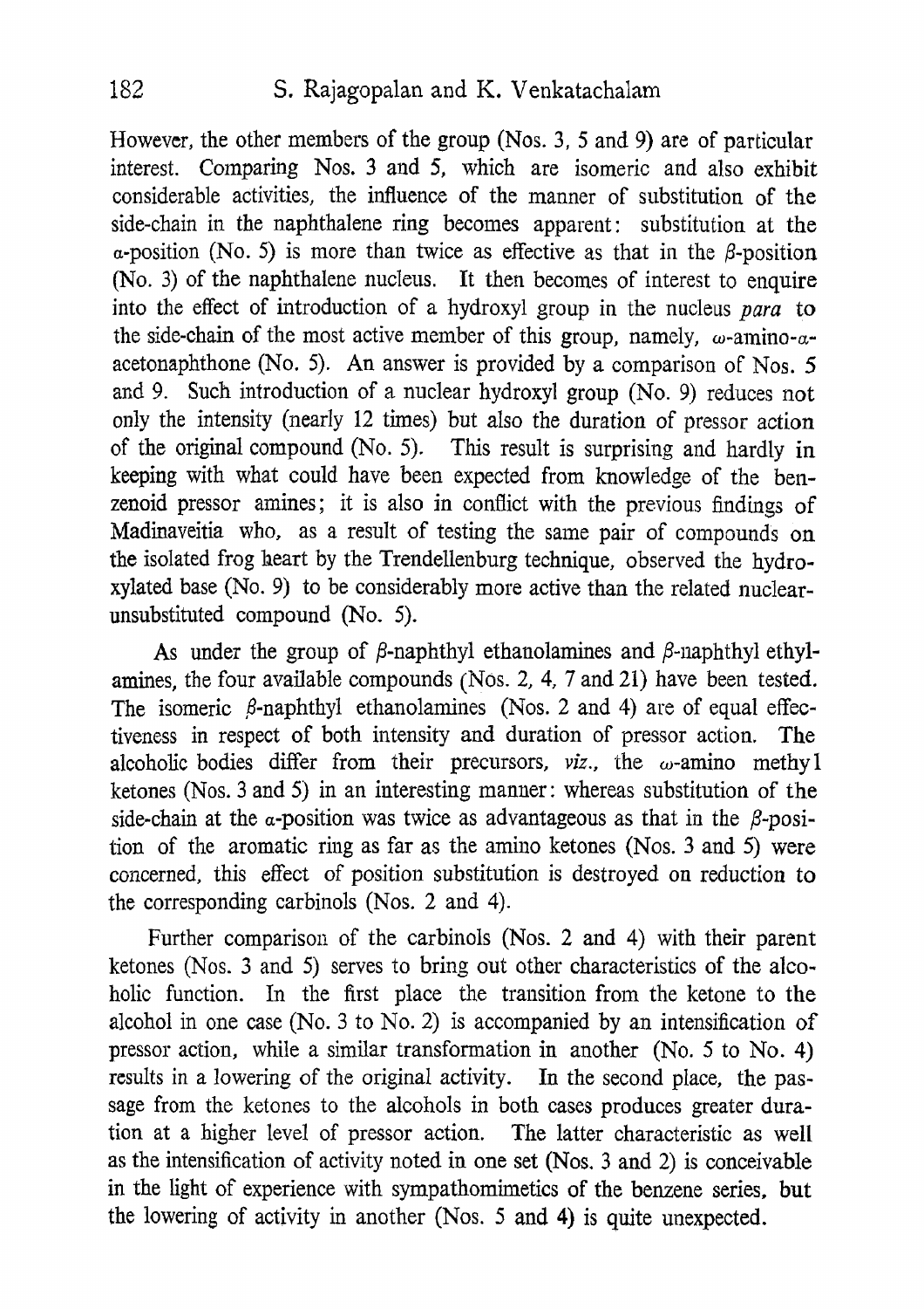However, the other members of the group (Nos. 3, 5 and 9) are of particular interest. Comparing Nos. 3 and 5, which are isomeric and also exhibit considerable activities, the influence of the manner of substitution of the side-chain in the naphthalene ring becomes apparent: substitution at the $\alpha$-position (No. 5) is more than twice as effective as that in the $\beta$-position (No. 3) of the naphthalene nucleus. It then becomes of interest to enquire into the effect of introduction of a hydroxyl group in the nucleus *para* to the side-chain of the most active member of this group, namely, $\omega$-amino-$\alpha$-acetonaphthone (No. 5). An answer is provided by a comparison of Nos. 5 and 9. Such introduction of a nuclear hydroxyl group (No. 9) reduces not only the intensity (nearly 12 times) but also the duration of pressor action of the original compound (No. 5). This result is surprising and hardly in keeping with what could have been expected from knowledge of the benzenoid pressor amines; it is also in conflict with the previous findings of Madinaveitia who, as a result of testing the same pair of compounds on the isolated frog heart by the Trendellenburg technique, observed the hydroxylated base (No. 9) to be considerably more active than the related nuclear-unsubstituted compound (No. 5).

As under the group of $\beta$-naphthyl ethanolamines and $\beta$-naphthyl ethylamines, the four available compounds (Nos. 2, 4, 7 and 21) have been tested. The isomeric $\beta$-naphthyl ethanolamines (Nos. 2 and 4) are of equal effectiveness in respect of both intensity and duration of pressor action. The alcoholic bodies differ from their precursors, *viz.*, the $\omega$-amino methyl ketones (Nos. 3 and 5) in an interesting manner: whereas substitution of the side-chain at the $\alpha$-position was twice as advantageous as that in the $\beta$-position of the aromatic ring as far as the amino ketones (Nos. 3 and 5) were concerned, this effect of position substitution is destroyed on reduction to the corresponding carbinols (Nos. 2 and 4).

Further comparison of the carbinols (Nos. 2 and 4) with their parent ketones (Nos. 3 and 5) serves to bring out other characteristics of the alcoholic function. In the first place the transition from the ketone to the alcohol in one case (No. 3 to No. 2) is accompanied by an intensification of pressor action, while a similar transformation in another (No. 5 to No. 4) results in a lowering of the original activity. In the second place, the passage from the ketones to the alcohols in both cases produces greater duration at a higher level of pressor action. The latter characteristic as well as the intensification of activity noted in one set (Nos. 3 and 2) is conceivable in the light of experience with sympathomimetics of the benzene series, but the lowering of activity in another (Nos. 5 and 4) is quite unexpected.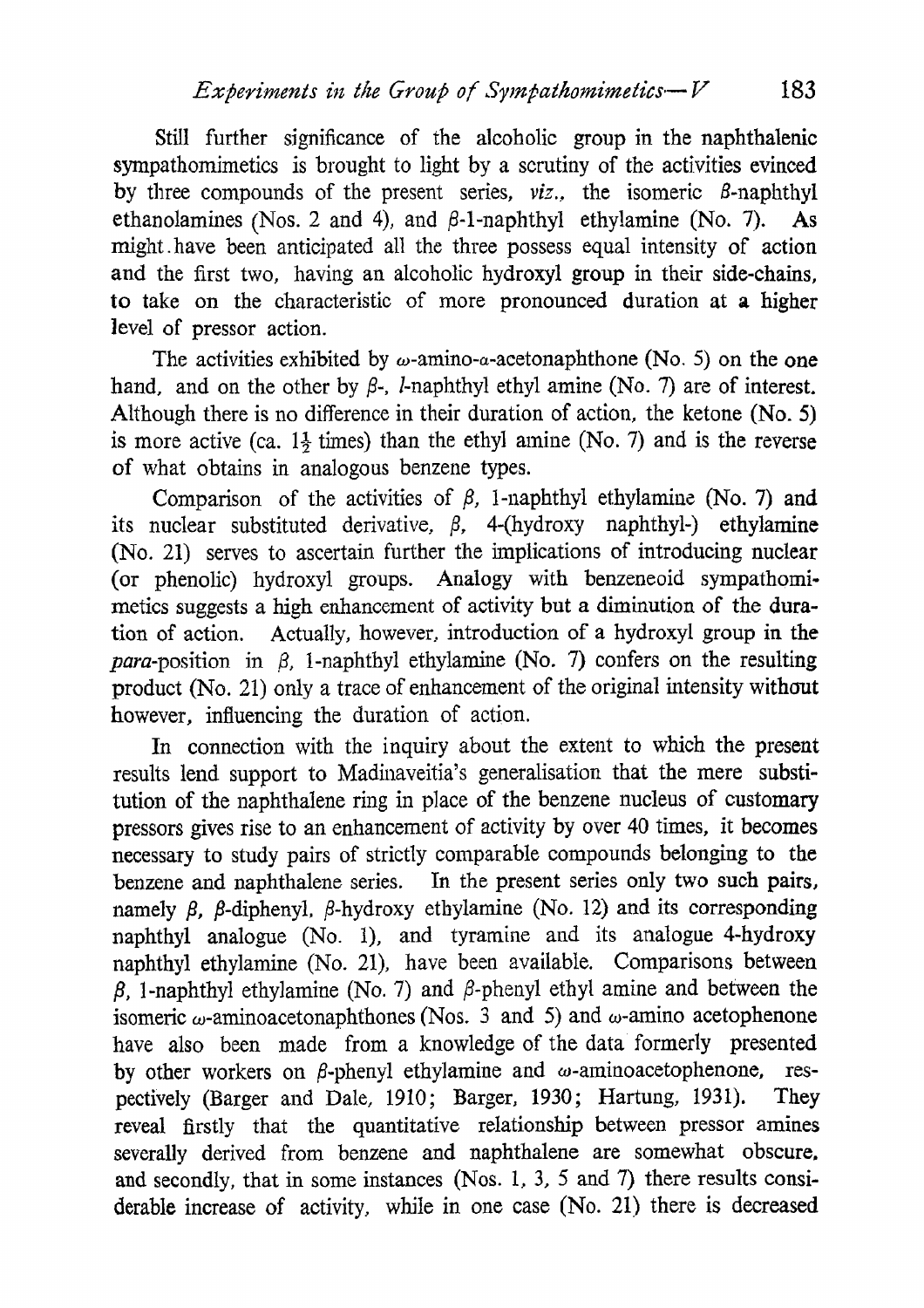Still further significance of the alcoholic group in the naphthalenic sympathomimetics is brought to light by a scrutiny of the activities evinced by three compounds of the present series, *viz.*, the isomeric β-naphthyl ethanolamines (Nos. 2 and 4), and β-1-naphthyl ethylamine (No. 7). As might have been anticipated all the three possess equal intensity of action and the first two, having an alcoholic hydroxyl group in their side-chains, to take on the characteristic of more pronounced duration at a higher level of pressor action.

The activities exhibited by ω-amino-α-acetonaphthone (No. 5) on the one hand, and on the other by β-, *l*-naphthyl ethyl amine (No. 7) are of interest. Although there is no difference in their duration of action, the ketone (No. 5) is more active (ca. $1\frac{1}{2}$ times) than the ethyl amine (No. 7) and is the reverse of what obtains in analogous benzene types.

Comparison of the activities of β, 1-naphthyl ethylamine (No. 7) and its nuclear substituted derivative, β, 4-(hydroxy naphthyl-) ethylamine (No. 21) serves to ascertain further the implications of introducing nuclear (or phenolic) hydroxyl groups. Analogy with benzeneoid sympathomimetics suggests a high enhancement of activity but a diminution of the duration of action. Actually, however, introduction of a hydroxyl group in the *para*-position in β, 1-naphthyl ethylamine (No. 7) confers on the resulting product (No. 21) only a trace of enhancement of the original intensity without however, influencing the duration of action.

In connection with the inquiry about the extent to which the present results lend support to Madinaveitia's generalisation that the mere substitution of the naphthalene ring in place of the benzene nucleus of customary pressors gives rise to an enhancement of activity by over 40 times, it becomes necessary to study pairs of strictly comparable compounds belonging to the benzene and naphthalene series. In the present series only two such pairs, namely β, β-diphenyl, β-hydroxy ethylamine (No. 12) and its corresponding naphthyl analogue (No. 1), and tyramine and its analogue 4-hydroxy naphthyl ethylamine (No. 21), have been available. Comparisons between β, 1-naphthyl ethylamine (No. 7) and β-phenyl ethyl amine and between the isomeric ω-aminoacetonaphthones (Nos. 3 and 5) and ω-amino acetophenone have also been made from a knowledge of the data formerly presented by other workers on β-phenyl ethylamine and ω-aminoacetophenone, respectively (Barger and Dale, 1910; Barger, 1930; Hartung, 1931). They reveal firstly that the quantitative relationship between pressor amines severally derived from benzene and naphthalene are somewhat obscure, and secondly, that in some instances (Nos. 1, 3, 5 and 7) there results considerable increase of activity, while in one case (No. 21) there is decreased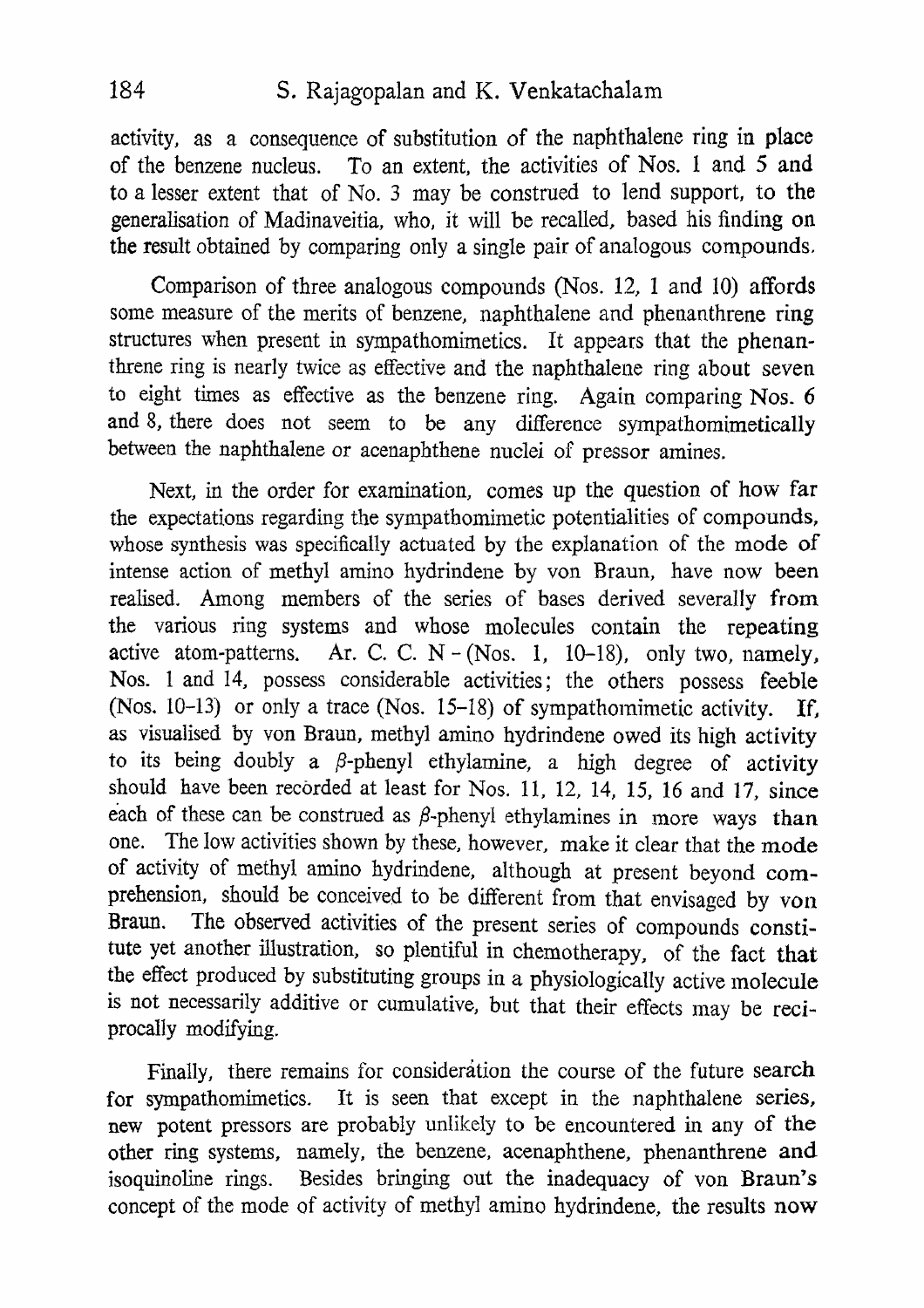activity, as a consequence of substitution of the naphthalene ring in place of the benzene nucleus. To an extent, the activities of Nos. 1 and 5 and to a lesser extent that of No. 3 may be construed to lend support, to the generalisation of Madinaveitia, who, it will be recalled, based his finding on the result obtained by comparing only a single pair of analogous compounds.

Comparison of three analogous compounds (Nos. 12, 1 and 10) affords some measure of the merits of benzene, naphthalene and phenanthrene ring structures when present in sympathomimetics. It appears that the phenanthrene ring is nearly twice as effective and the naphthalene ring about seven to eight times as effective as the benzene ring. Again comparing Nos. 6 and 8, there does not seem to be any difference sympathomimetically between the naphthalene or acenaphthene nuclei of pressor amines.

Next, in the order for examination, comes up the question of how far the expectations regarding the sympathomimetic potentialities of compounds, whose synthesis was specifically actuated by the explanation of the mode of intense action of methyl amino hydrindene by von Braun, have now been realised. Among members of the series of bases derived severally from the various ring systems and whose molecules contain the repeating active atom-patterns. Ar. C. C. N - (Nos. 1, 10–18), only two, namely, Nos. 1 and 14, possess considerable activities; the others possess feeble (Nos. 10–13) or only a trace (Nos. 15–18) of sympathomimetic activity. If, as visualised by von Braun, methyl amino hydrindene owed its high activity to its being doubly a $\beta$-phenyl ethylamine, a high degree of activity should have been recorded at least for Nos. 11, 12, 14, 15, 16 and 17, since each of these can be construed as $\beta$-phenyl ethylamines in more ways than one. The low activities shown by these, however, make it clear that the mode of activity of methyl amino hydrindene, although at present beyond comprehension, should be conceived to be different from that envisaged by von Braun. The observed activities of the present series of compounds constitute yet another illustration, so plentiful in chemotherapy, of the fact that the effect produced by substituting groups in a physiologically active molecule is not necessarily additive or cumulative, but that their effects may be reciprocally modifying.

Finally, there remains for consideration the course of the future search for sympathomimetics. It is seen that except in the naphthalene series, new potent pressors are probably unlikely to be encountered in any of the other ring systems, namely, the benzene, acenaphthene, phenanthrene and isoquinoline rings. Besides bringing out the inadequacy of von Braun's concept of the mode of activity of methyl amino hydrindene, the results now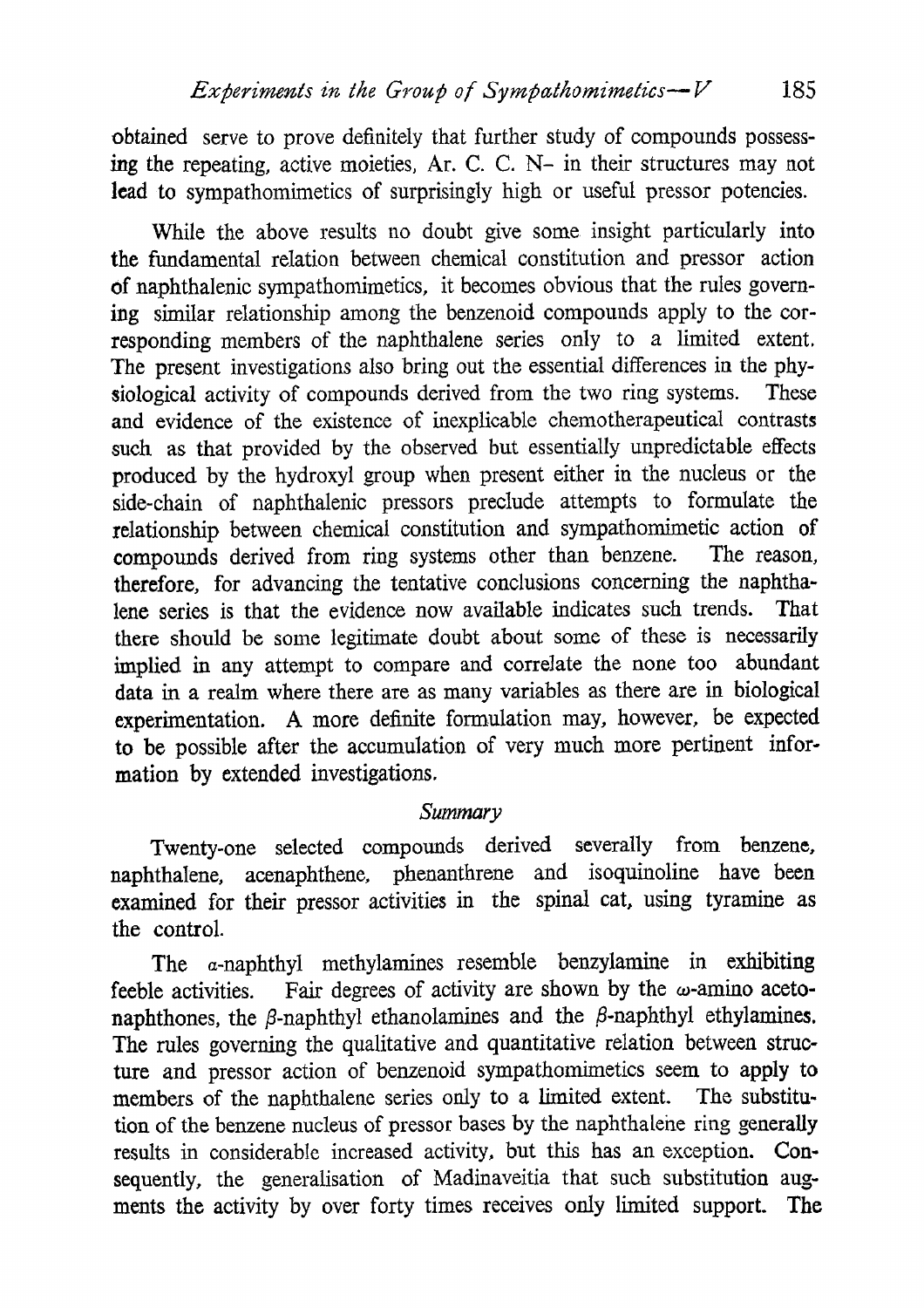obtained serve to prove definitely that further study of compounds possessing the repeating, active moieties, Ar. C. C. N– in their structures may not lead to sympathomimetics of surprisingly high or useful pressor potencies.

While the above results no doubt give some insight particularly into the fundamental relation between chemical constitution and pressor action of naphthalenic sympathomimetics, it becomes obvious that the rules governing similar relationship among the benzenoid compounds apply to the corresponding members of the naphthalene series only to a limited extent. The present investigations also bring out the essential differences in the physiological activity of compounds derived from the two ring systems. These and evidence of the existence of inexplicable chemotherapeutical contrasts such as that provided by the observed but essentially unpredictable effects produced by the hydroxyl group when present either in the nucleus or the side-chain of naphthalenic pressors preclude attempts to formulate the relationship between chemical constitution and sympathomimetic action of compounds derived from ring systems other than benzene. The reason, therefore, for advancing the tentative conclusions concerning the naphthalene series is that the evidence now available indicates such trends. That there should be some legitimate doubt about some of these is necessarily implied in any attempt to compare and correlate the none too abundant data in a realm where there are as many variables as there are in biological experimentation. A more definite formulation may, however, be expected to be possible after the accumulation of very much more pertinent information by extended investigations.

## *Summary*

Twenty-one selected compounds derived severally from benzene, naphthalene, acenaphthene, phenanthrene and isoquinoline have been examined for their pressor activities in the spinal cat, using tyramine as the control.

The $\alpha$-naphthyl methylamines resemble benzylamine in exhibiting feeble activities. Fair degrees of activity are shown by the $\omega$-amino acetonaphthones, the $\beta$-naphthyl ethanolamines and the $\beta$-naphthyl ethylamines. The rules governing the qualitative and quantitative relation between structure and pressor action of benzenoid sympathomimetics seem to apply to members of the naphthalene series only to a limited extent. The substitution of the benzene nucleus of pressor bases by the naphthalene ring generally results in considerable increased activity, but this has an exception. Consequently, the generalisation of Madinaveitia that such substitution augments the activity by over forty times receives only limited support. The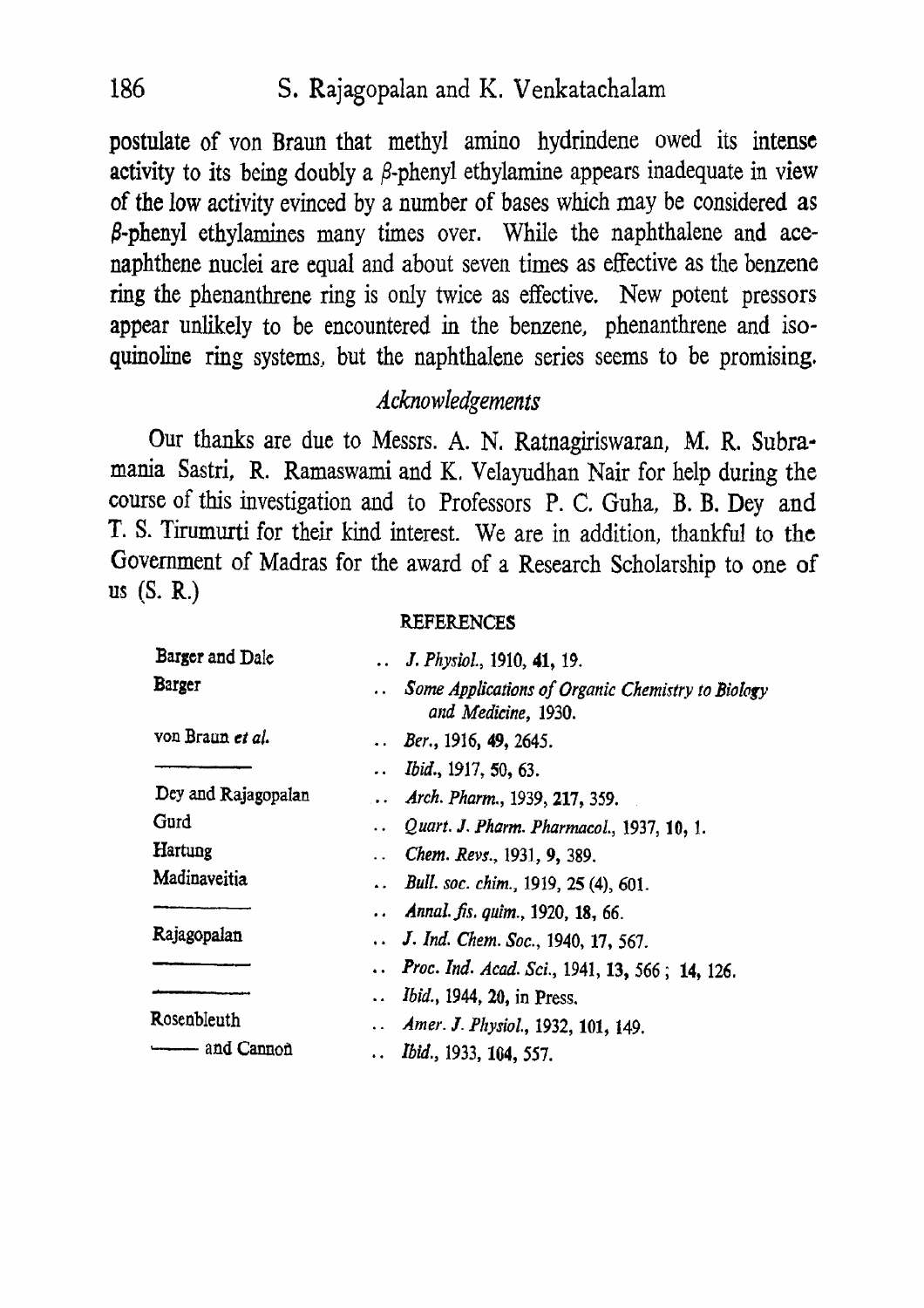postulate of von Braun that methyl amino hydrindene owed its intense activity to its being doubly a β-phenyl ethylamine appears inadequate in view of the low activity evinced by a number of bases which may be considered as β-phenyl ethylamines many times over. While the naphthalene and acenaphthene nuclei are equal and about seven times as effective as the benzene ring the phenanthrene ring is only twice as effective. New potent pressors appear unlikely to be encountered in the benzene, phenanthrene and isoquinoline ring systems, but the naphthalene series seems to be promising.

## *Acknowledgements*

Our thanks are due to Messrs. A. N. Ratnagiriswaran, M. R. Subramania Sastri, R. Ramaswami and K. Velayudhan Nair for help during the course of this investigation and to Professors P. C. Guha, B. B. Dey and T. S. Tirumurti for their kind interest. We are in addition, thankful to the Government of Madras for the award of a Research Scholarship to one of us (S. R.)

## REFERENCES

| | |
|---|---|
| Barger and Dale | .. *J. Physiol.*, 1910, **41**, 19. |
| Barger | .. *Some Applications of Organic Chemistry to Biology and Medicine*, 1930. |
| von Braun *et al.* | .. *Ber.*, 1916, **49**, 2645. |
| ———— | .. *Ibid.*, 1917, **50**, 63. |
| Dey and Rajagopalan | .. *Arch. Pharm.*, 1939, **217**, 359. |
| Gurd | .. *Quart. J. Pharm. Pharmacol.*, 1937, **10**, 1. |
| Hartung | .. *Chem. Revs.*, 1931, **9**, 389. |
| Madinaveitia | .. *Bull. soc. chim.*, 1919, **25** (4), 601. |
| ———— | .. *Annal. fis. quim.*, 1920, **18**, 66. |
| Rajagopalan | .. *J. Ind. Chem. Soc.*, 1940, **17**, 567. |
| ———— | .. *Proc. Ind. Acad. Sci.*, 1941, **13**, 566; **14**, 126. |
| ———— | .. *Ibid.*, 1944, **20**, in Press. |
| Rosenbleuth | .. *Amer. J. Physiol.*, 1932, **101**, 149. |
| ——— and Cannon | .. *Ibid.*, 1933, **104**, 557. |